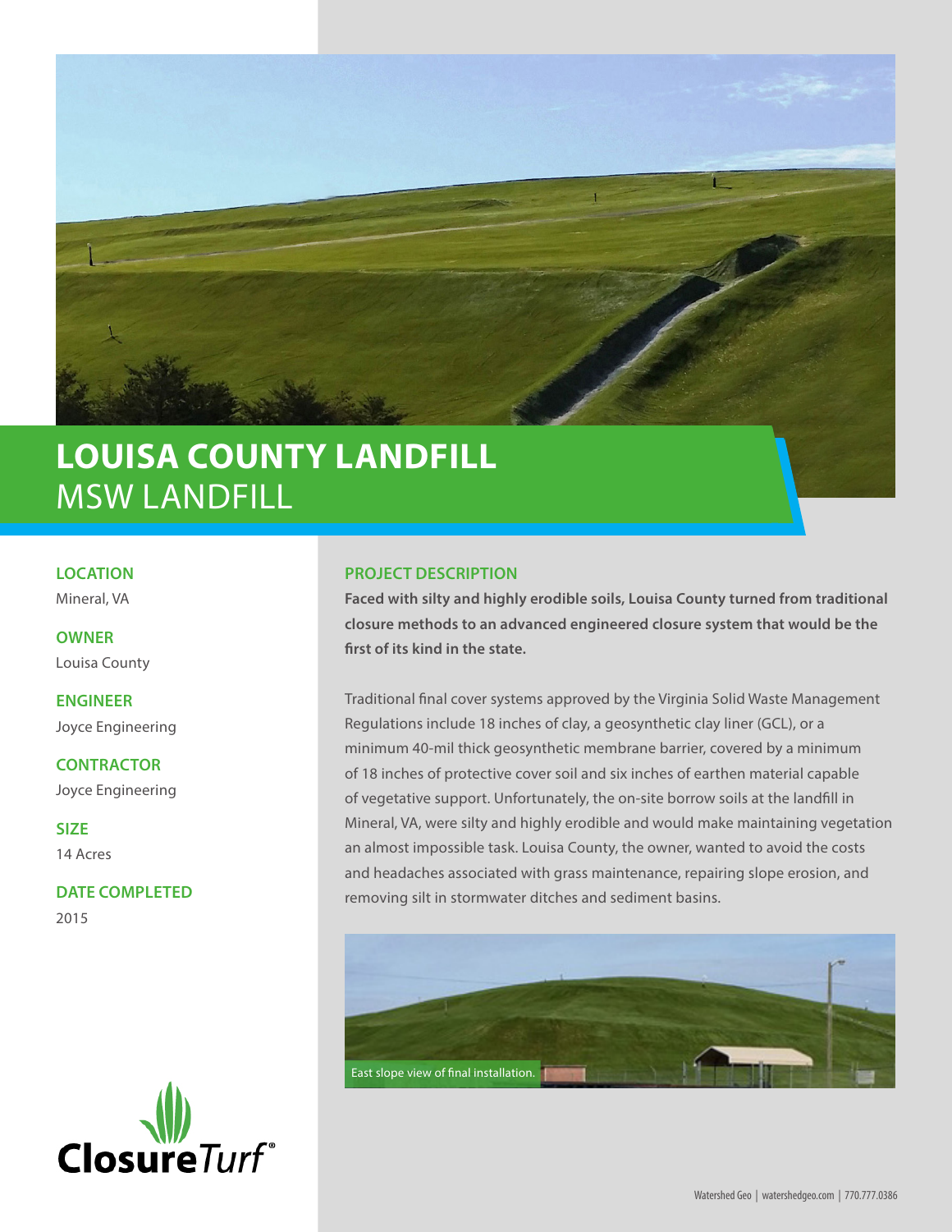# LOUISA COUNTY LANDFILL
## MSW LANDFILL

**LOCATION**
Mineral, VA

**OWNER**
Louisa County

**ENGINEER**
Joyce Engineering

**CONTRACTOR**
Joyce Engineering

**SIZE**
14 Acres

**DATE COMPLETED**
2015

## PROJECT DESCRIPTION

**Faced with silty and highly erodible soils, Louisa County turned from traditional closure methods to an advanced engineered closure system that would be the first of its kind in the state.**

Traditional final cover systems approved by the Virginia Solid Waste Management Regulations include 18 inches of clay, a geosynthetic clay liner (GCL), or a minimum 40-mil thick geosynthetic membrane barrier, covered by a minimum of 18 inches of protective cover soil and six inches of earthen material capable of vegetative support. Unfortunately, the on-site borrow soils at the landfill in Mineral, VA, were silty and highly erodible and would make maintaining vegetation an almost impossible task. Louisa County, the owner, wanted to avoid the costs and headaches associated with grass maintenance, repairing slope erosion, and removing silt in stormwater ditches and sediment basins.

East slope view of final installation.

ClosureTurf®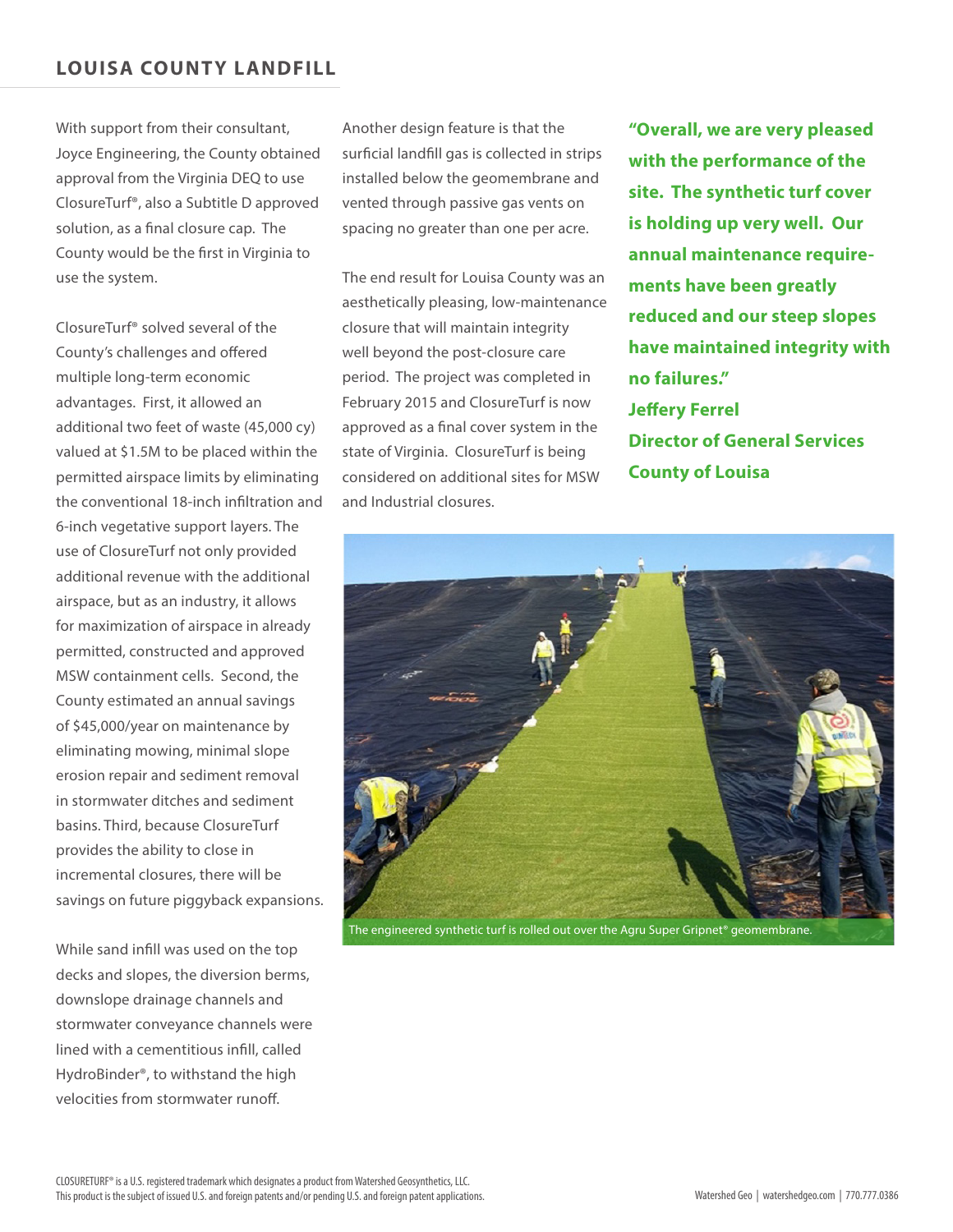## LOUISA COUNTY LANDFILL

With support from their consultant, Joyce Engineering, the County obtained approval from the Virginia DEQ to use ClosureTurf®, also a Subtitle D approved solution, as a final closure cap. The County would be the first in Virginia to use the system.

ClosureTurf® solved several of the County's challenges and offered multiple long-term economic advantages. First, it allowed an additional two feet of waste (45,000 cy) valued at $1.5M to be placed within the permitted airspace limits by eliminating the conventional 18-inch infiltration and 6-inch vegetative support layers. The use of ClosureTurf not only provided additional revenue with the additional airspace, but as an industry, it allows for maximization of airspace in already permitted, constructed and approved MSW containment cells. Second, the County estimated an annual savings of $45,000/year on maintenance by eliminating mowing, minimal slope erosion repair and sediment removal in stormwater ditches and sediment basins. Third, because ClosureTurf provides the ability to close in incremental closures, there will be savings on future piggyback expansions.

While sand infill was used on the top decks and slopes, the diversion berms, downslope drainage channels and stormwater conveyance channels were lined with a cementitious infill, called HydroBinder®, to withstand the high velocities from stormwater runoff.

Another design feature is that the surficial landfill gas is collected in strips installed below the geomembrane and vented through passive gas vents on spacing no greater than one per acre.

The end result for Louisa County was an aesthetically pleasing, low-maintenance closure that will maintain integrity well beyond the post-closure care period. The project was completed in February 2015 and ClosureTurf is now approved as a final cover system in the state of Virginia. ClosureTurf is being considered on additional sites for MSW and Industrial closures.

**"Overall, we are very pleased with the performance of the site. The synthetic turf cover is holding up very well. Our annual maintenance requirements have been greatly reduced and our steep slopes have maintained integrity with no failures."**
**Jeffery Ferrel**
**Director of General Services**
**County of Louisa**

The engineered synthetic turf is rolled out over the Agru Super Gripnet® geomembrane.

CLOSURETURF® is a U.S. registered trademark which designates a product from Watershed Geosynthetics, LLC.
This product is the subject of issued U.S. and foreign patents and/or pending U.S. and foreign patent applications.

Watershed Geo | watershedgeo.com | 770.777.0386